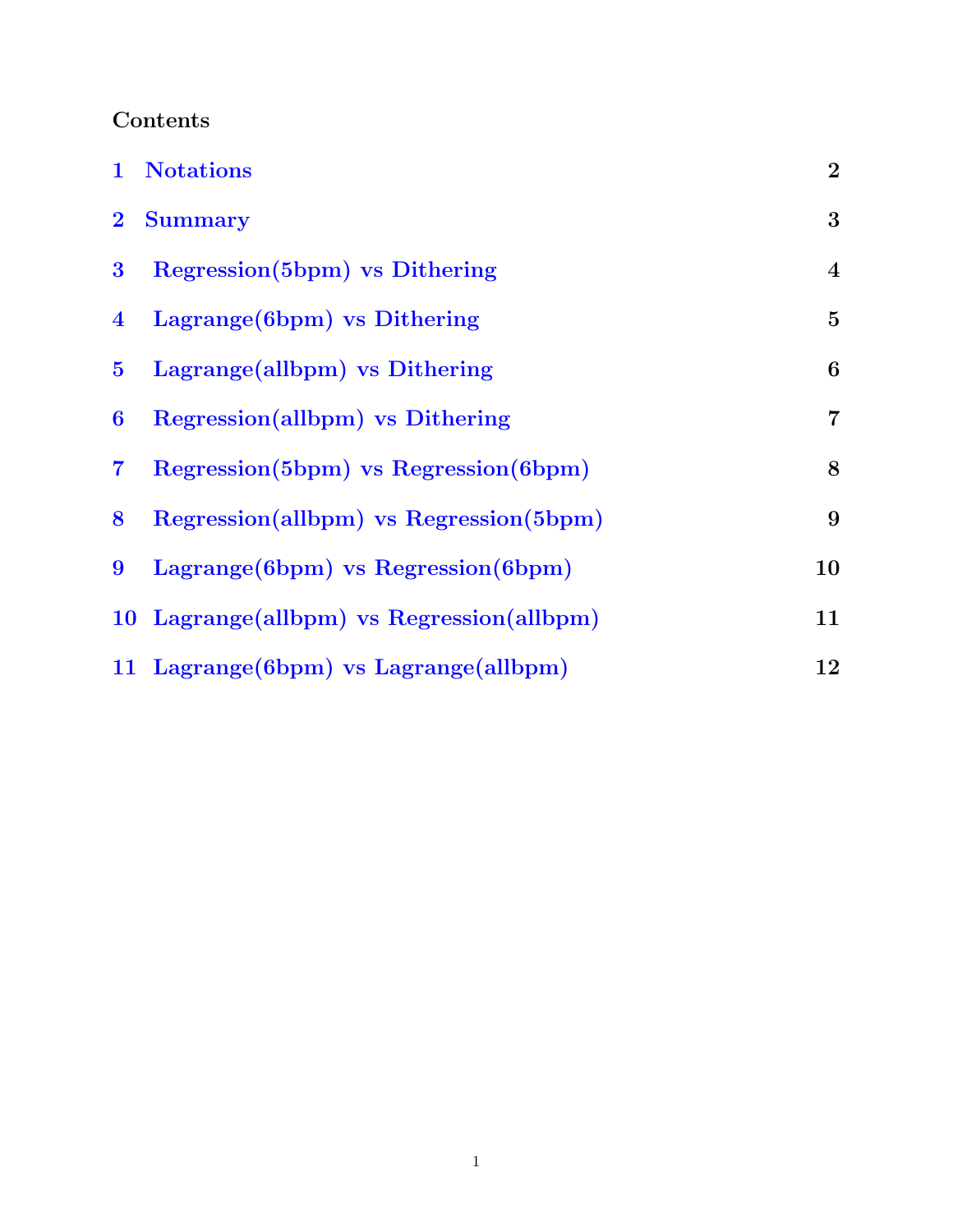# Contents

| | | |
|---|---|---|
| 1 | Notations | 2 |
| 2 | Summary | 3 |
| 3 | Regression(5bpm) vs Dithering | 4 |
| 4 | Lagrange(6bpm) vs Dithering | 5 |
| 5 | Lagrange(allbpm) vs Dithering | 6 |
| 6 | Regression(allbpm) vs Dithering | 7 |
| 7 | Regression(5bpm) vs Regression(6bpm) | 8 |
| 8 | Regression(allbpm) vs Regression(5bpm) | 9 |
| 9 | Lagrange(6bpm) vs Regression(6bpm) | 10 |
| 10 | Lagrange(allbpm) vs Regression(allbpm) | 11 |
| 11 | Lagrange(6bpm) vs Lagrange(allbpm) | 12 |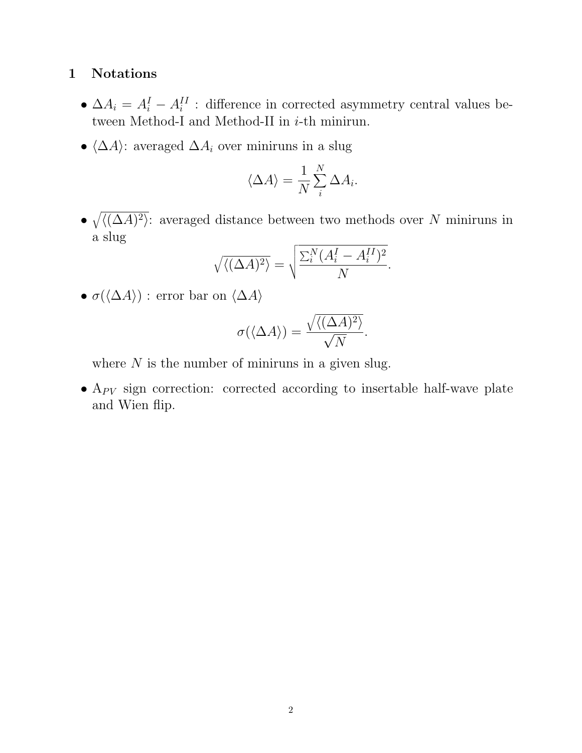## 1 Notations

- $\Delta A_i = A_i^I - A_i^{II}$ : difference in corrected asymmetry central values between Method-I and Method-II in $i$-th minirun.
- $\langle \Delta A \rangle$: averaged $\Delta A_i$ over miniruns in a slug

$$\langle \Delta A \rangle = \frac{1}{N} \sum_i^N \Delta A_i.$$

- $\sqrt{\langle (\Delta A)^2 \rangle}$: averaged distance between two methods over $N$ miniruns in a slug

$$\sqrt{\langle (\Delta A)^2 \rangle} = \sqrt{\frac{\Sigma_i^N (A_i^I - A_i^{II})^2}{N}}.$$

- $\sigma(\langle \Delta A \rangle)$ : error bar on $\langle \Delta A \rangle$

$$\sigma(\langle \Delta A \rangle) = \frac{\sqrt{\langle (\Delta A)^2 \rangle}}{\sqrt{N}}.$$

  where $N$ is the number of miniruns in a given slug.

- $A_{PV}$ sign correction: corrected according to insertable half-wave plate and Wien flip.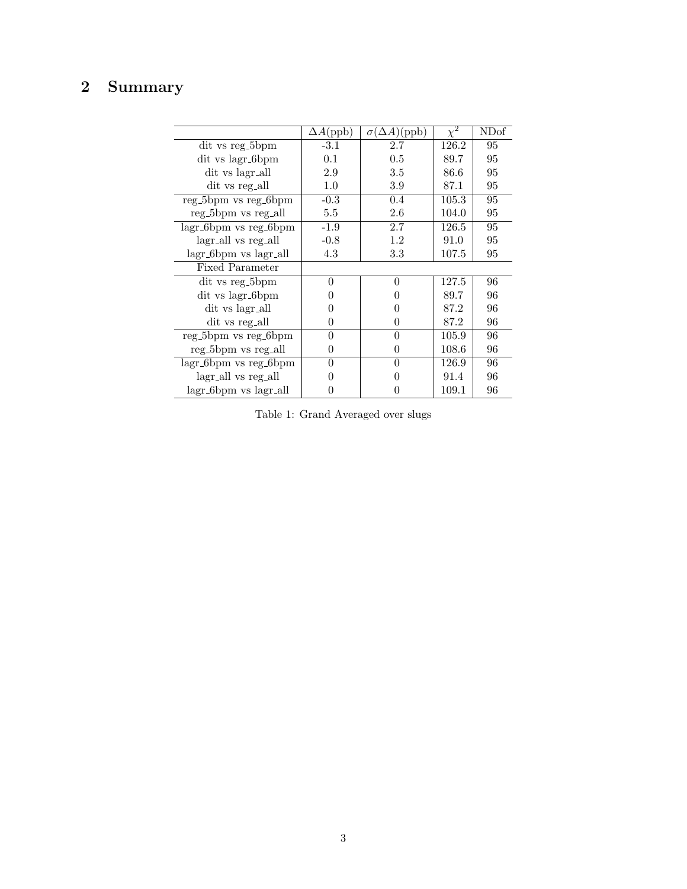## 2 Summary

| | $\Delta A$(ppb) | $\sigma(\Delta A)$(ppb) | $\chi^2$ | NDof |
|---|---|---|---|---|
| dit vs reg_5bpm | -3.1 | 2.7 | 126.2 | 95 |
| dit vs lagr_6bpm | 0.1 | 0.5 | 89.7 | 95 |
| dit vs lagr_all | 2.9 | 3.5 | 86.6 | 95 |
| dit vs reg_all | 1.0 | 3.9 | 87.1 | 95 |
| reg_5bpm vs reg_6bpm | -0.3 | 0.4 | 105.3 | 95 |
| reg_5bpm vs reg_all | 5.5 | 2.6 | 104.0 | 95 |
| lagr_6bpm vs reg_6bpm | -1.9 | 2.7 | 126.5 | 95 |
| lagr_all vs reg_all | -0.8 | 1.2 | 91.0 | 95 |
| lagr_6bpm vs lagr_all | 4.3 | 3.3 | 107.5 | 95 |
| Fixed Parameter | | | | |
| dit vs reg_5bpm | 0 | 0 | 127.5 | 96 |
| dit vs lagr_6bpm | 0 | 0 | 89.7 | 96 |
| dit vs lagr_all | 0 | 0 | 87.2 | 96 |
| dit vs reg_all | 0 | 0 | 87.2 | 96 |
| reg_5bpm vs reg_6bpm | 0 | 0 | 105.9 | 96 |
| reg_5bpm vs reg_all | 0 | 0 | 108.6 | 96 |
| lagr_6bpm vs reg_6bpm | 0 | 0 | 126.9 | 96 |
| lagr_all vs reg_all | 0 | 0 | 91.4 | 96 |
| lagr_6bpm vs lagr_all | 0 | 0 | 109.1 | 96 |

Table 1: Grand Averaged over slugs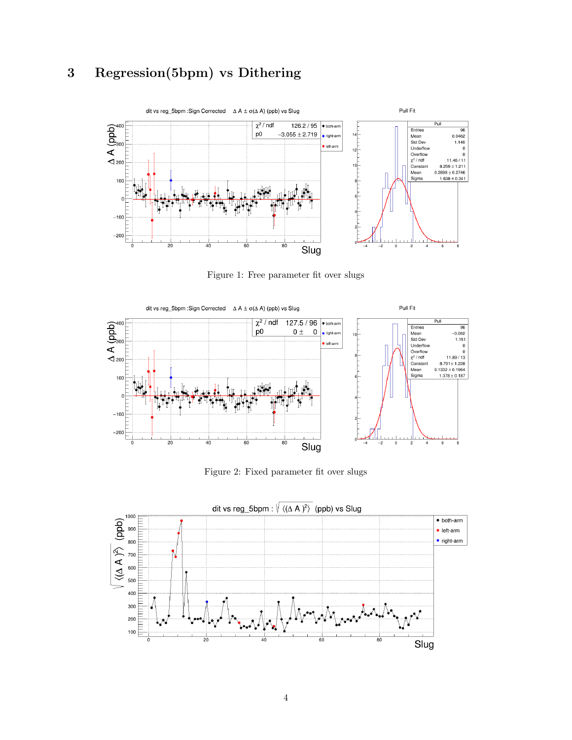## 3 Regression(5bpm) vs Dithering

Figure 1: Free parameter fit over slugs

Figure 2: Fixed parameter fit over slugs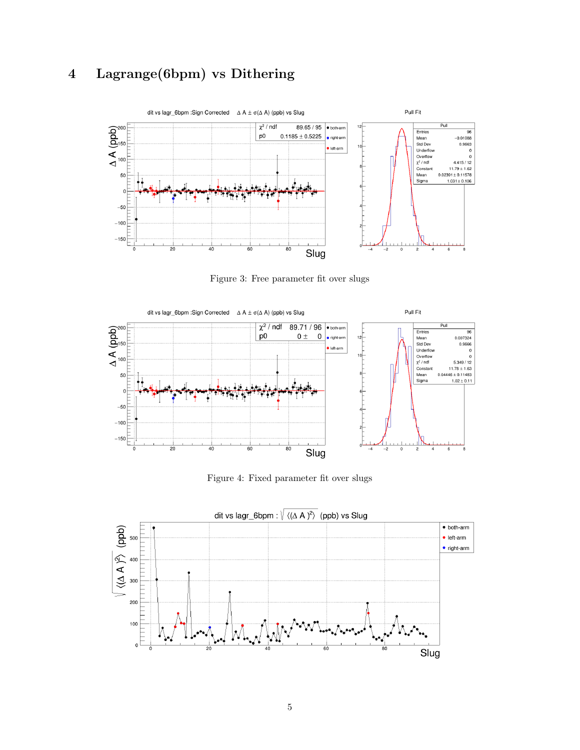## 4 Lagrange(6bpm) vs Dithering

Figure 3: Free parameter fit over slugs

Figure 4: Fixed parameter fit over slugs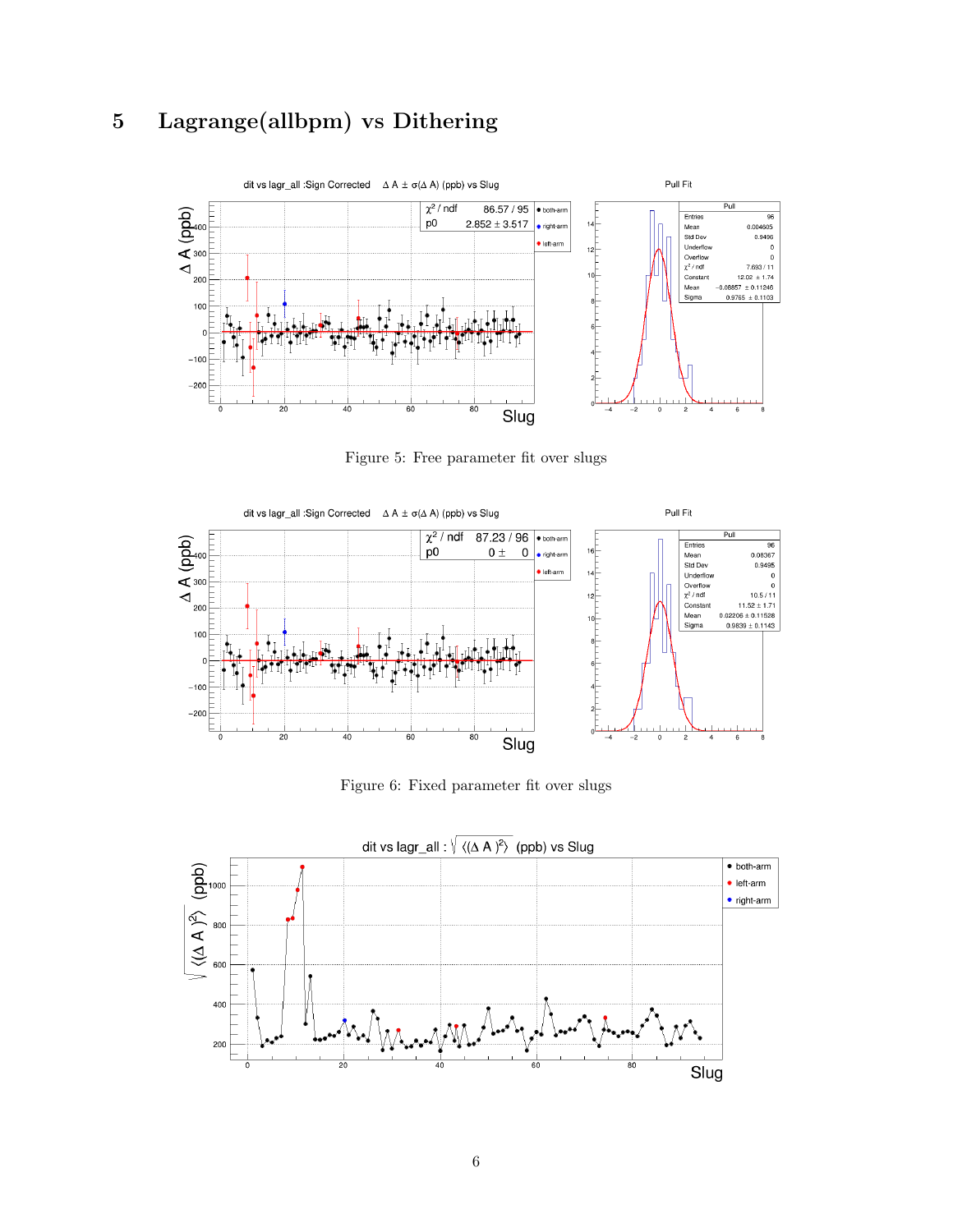# 5 Lagrange(allbpm) vs Dithering

Figure 5: Free parameter fit over slugs

Figure 6: Fixed parameter fit over slugs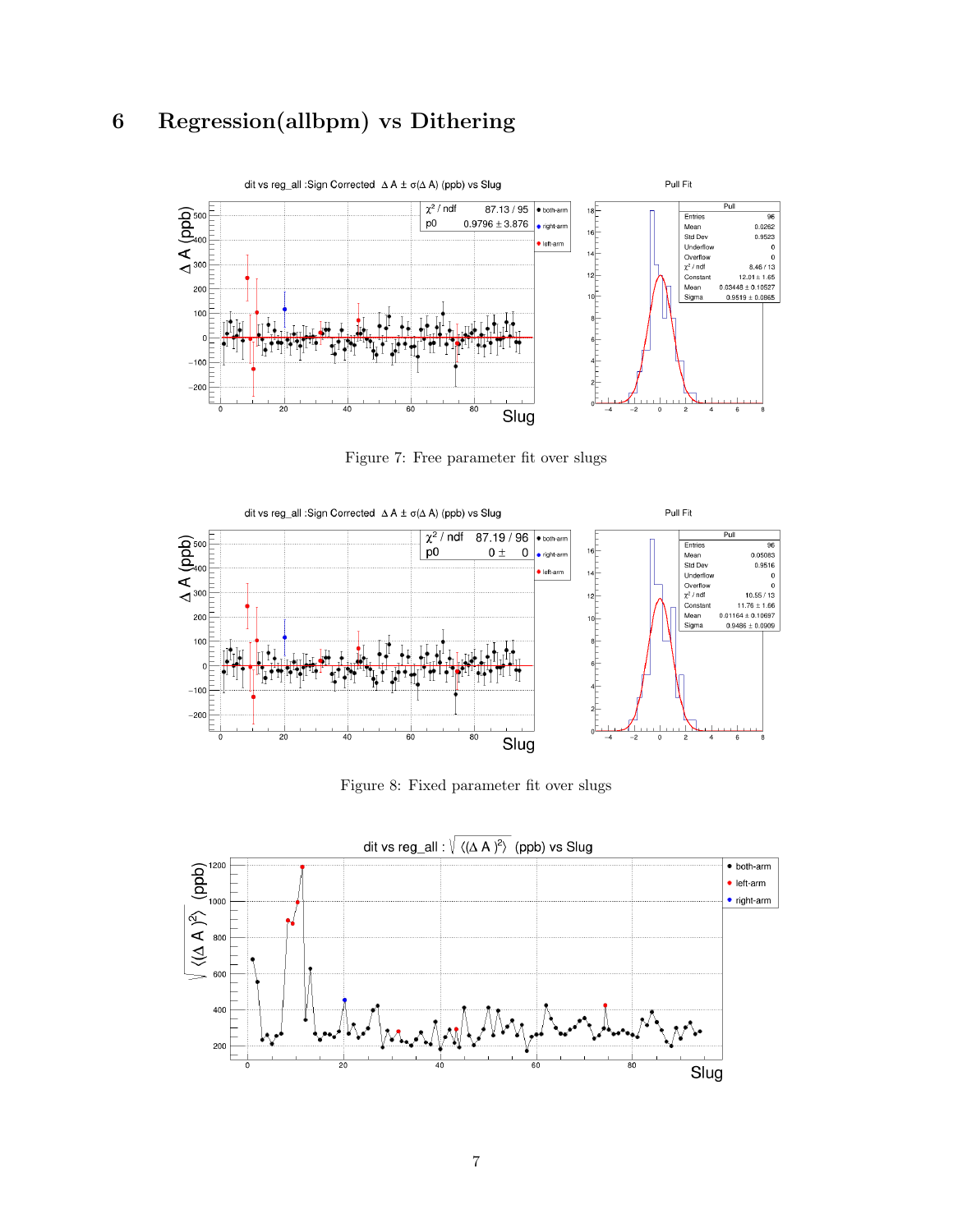# 6 Regression(allbpm) vs Dithering

Figure 7: Free parameter fit over slugs

Figure 8: Fixed parameter fit over slugs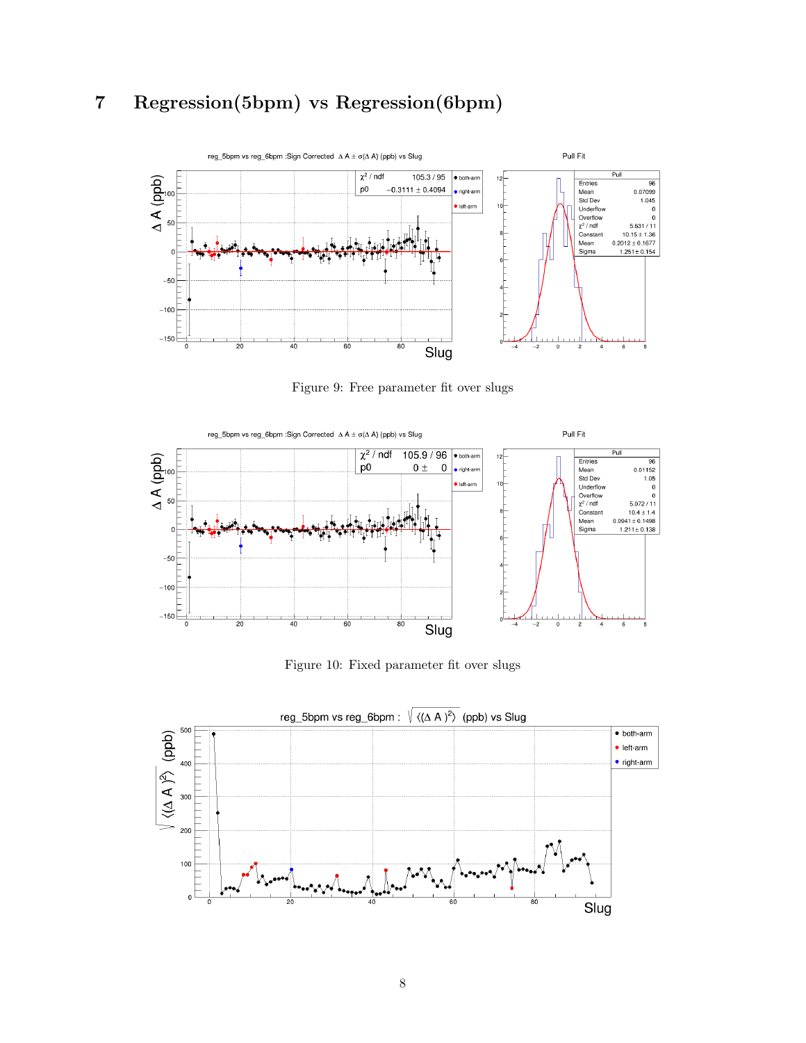# 7 Regression(5bpm) vs Regression(6bpm)

Figure 9: Free parameter fit over slugs

Figure 10: Fixed parameter fit over slugs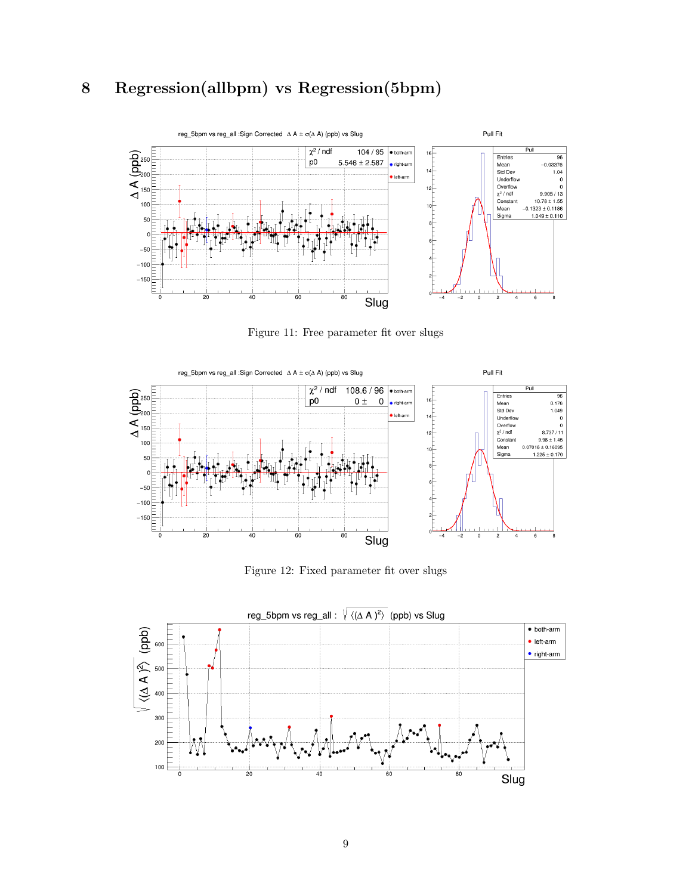# 8 Regression(allbpm) vs Regression(5bpm)

Figure 11: Free parameter fit over slugs

Figure 12: Fixed parameter fit over slugs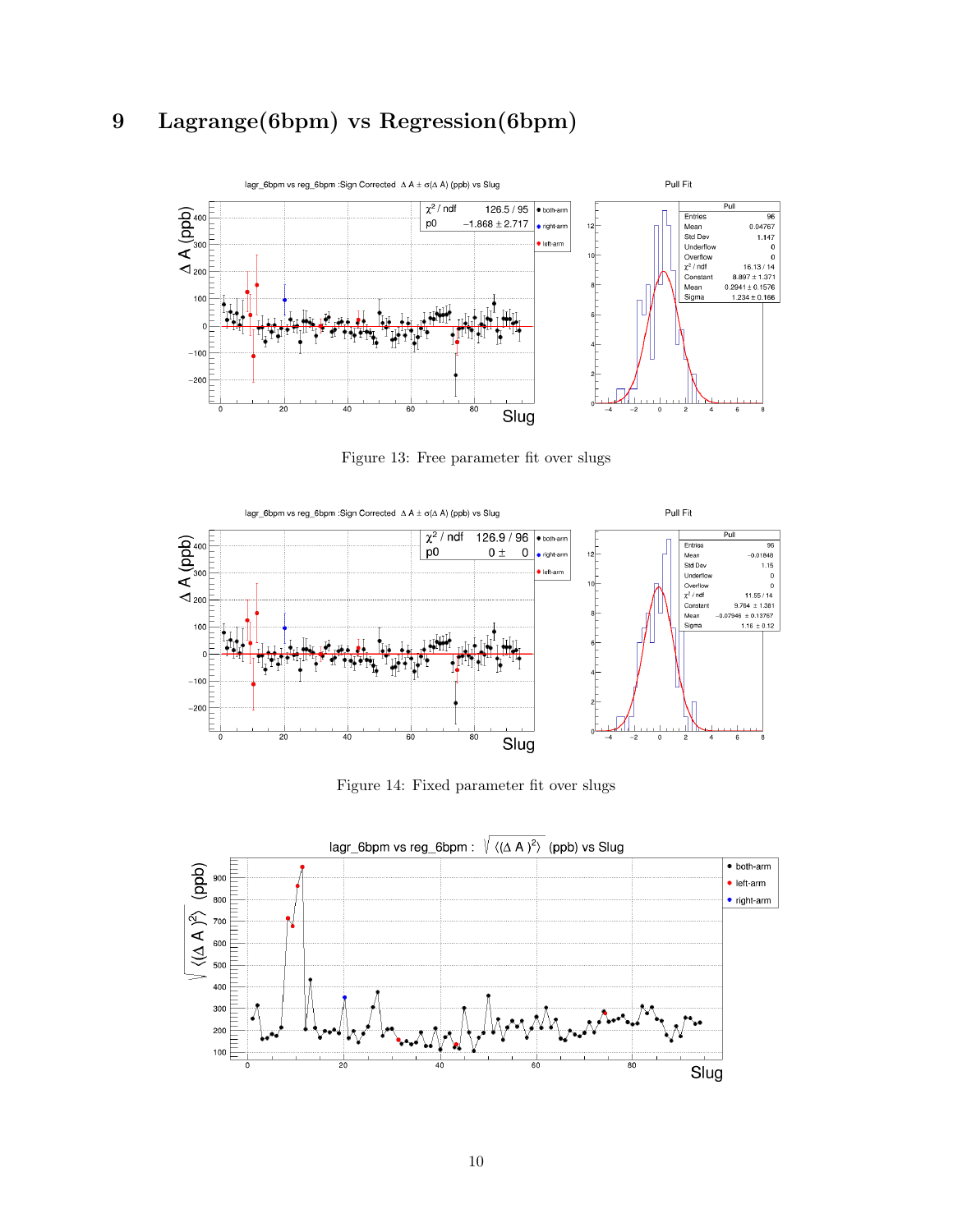# 9 Lagrange(6bpm) vs Regression(6bpm)

Figure 13: Free parameter fit over slugs

Figure 14: Fixed parameter fit over slugs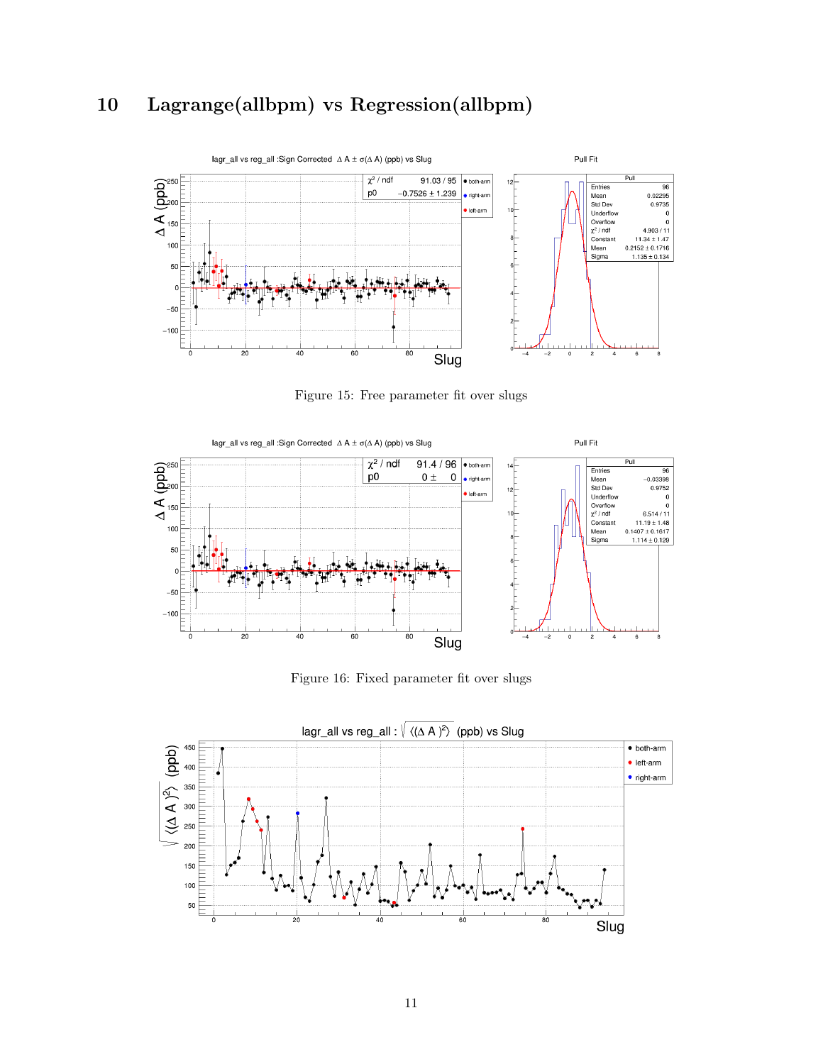# 10 Lagrange(allbpm) vs Regression(allbpm)

Figure 15: Free parameter fit over slugs

Figure 16: Fixed parameter fit over slugs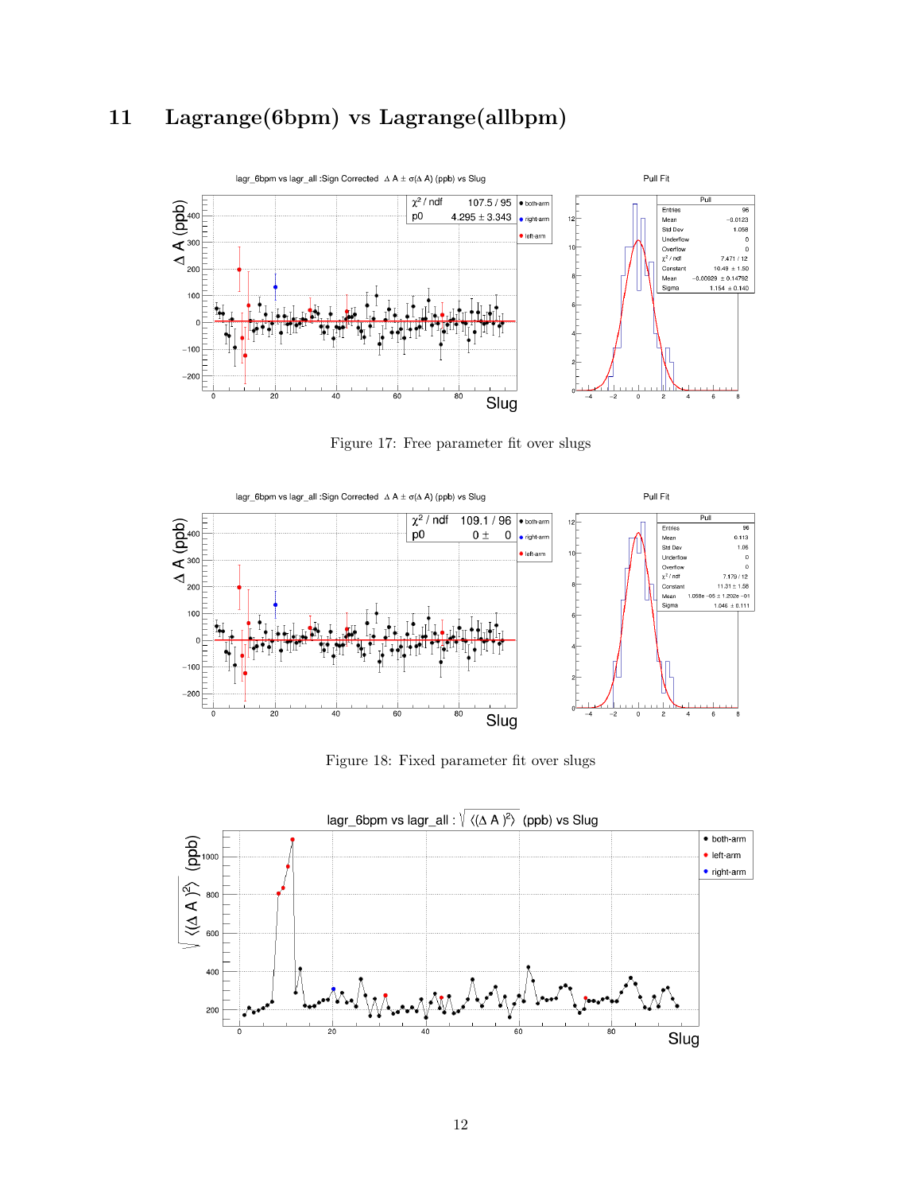# 11 Lagrange(6bpm) vs Lagrange(allbpm)

lagr_6bpm vs lagr_all :Sign Corrected $\Delta A \pm \sigma(\Delta A)$ (ppb) vs Slug

$\chi^2$ / ndf 107.5 / 95

p0 4.295 ± 3.343

both-arm
right-arm
left-arm

$\Delta A$ (ppb)

Slug

Pull Fit

Pull
Entries 96
Mean −0.0123
Std Dev 1.058
Underflow 0
Overflow 0
$\chi^2$ / ndf 7.471 / 12
Constant 10.49 ± 1.50
Mean −0.00929 ± 0.14792
Sigma 1.154 ± 0.140

Figure 17: Free parameter fit over slugs

lagr_6bpm vs lagr_all :Sign Corrected $\Delta A \pm \sigma(\Delta A)$ (ppb) vs Slug

$\chi^2$ / ndf 109.1 / 96

p0 0 ± 0

both-arm
right-arm
left-arm

$\Delta A$ (ppb)

Slug

Pull Fit

Pull
Entries 96
Mean 0.113
Std Dev 1.06
Underflow 0
Overflow 0
$\chi^2$ / ndf 7.179 / 12
Constant 11.31 ± 1.58
Mean 1.058e−05 ± 1.202e−01
Sigma 1.046 ± 0.111

Figure 18: Fixed parameter fit over slugs

lagr_6bpm vs lagr_all : $\sqrt{\langle(\Delta A)^2\rangle}$ (ppb) vs Slug

both-arm
left-arm
right-arm

$\sqrt{\langle(\Delta A)^2\rangle}$ (ppb)

Slug